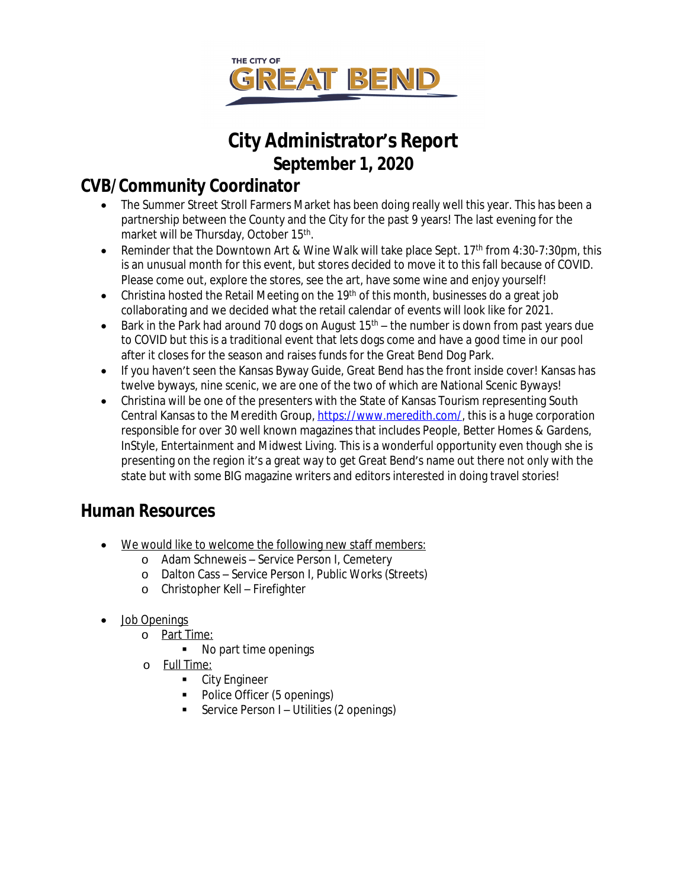THE CITY OF
GREAT BEND

# City Administrator's Report
## September 1, 2020

## CVB/Community Coordinator

- The Summer Street Stroll Farmers Market has been doing really well this year. This has been a partnership between the County and the City for the past 9 years! The last evening for the market will be Thursday, October 15th.
- Reminder that the Downtown Art & Wine Walk will take place Sept. 17th from 4:30-7:30pm, this is an unusual month for this event, but stores decided to move it to this fall because of COVID. Please come out, explore the stores, see the art, have some wine and enjoy yourself!
- Christina hosted the Retail Meeting on the 19th of this month, businesses do a great job collaborating and we decided what the retail calendar of events will look like for 2021.
- Bark in the Park had around 70 dogs on August 15th – the number is down from past years due to COVID but this is a traditional event that lets dogs come and have a good time in our pool after it closes for the season and raises funds for the Great Bend Dog Park.
- If you haven't seen the Kansas Byway Guide, Great Bend has the front inside cover! Kansas has twelve byways, nine scenic, we are one of the two of which are National Scenic Byways!
- Christina will be one of the presenters with the State of Kansas Tourism representing South Central Kansas to the Meredith Group, https://www.meredith.com/, this is a huge corporation responsible for over 30 well known magazines that includes People, Better Homes & Gardens, InStyle, Entertainment and Midwest Living. This is a wonderful opportunity even though she is presenting on the region it's a great way to get Great Bend's name out there not only with the state but with some BIG magazine writers and editors interested in doing travel stories!

## Human Resources

- We would like to welcome the following new staff members:
  - Adam Schneweis – Service Person I, Cemetery
  - Dalton Cass – Service Person I, Public Works (Streets)
  - Christopher Kell – Firefighter
- Job Openings
  - Part Time:
    - No part time openings
  - Full Time:
    - City Engineer
    - Police Officer (5 openings)
    - Service Person I – Utilities (2 openings)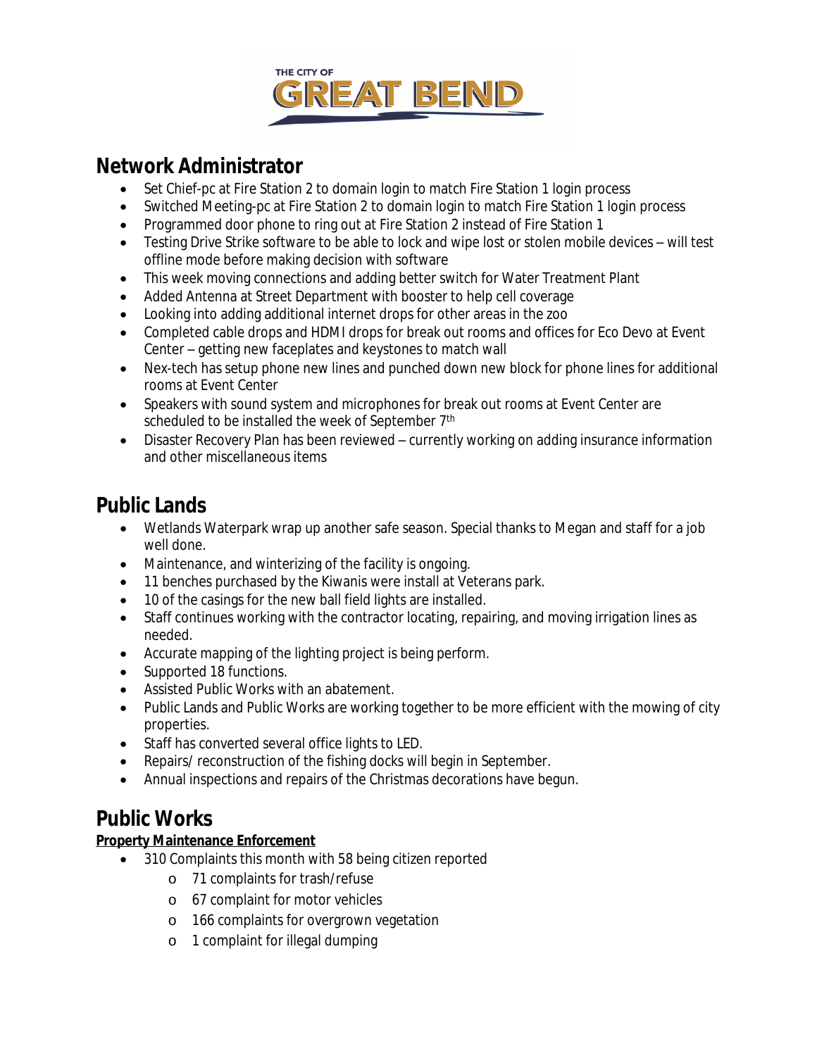## Network Administrator

- Set Chief-pc at Fire Station 2 to domain login to match Fire Station 1 login process
- Switched Meeting-pc at Fire Station 2 to domain login to match Fire Station 1 login process
- Programmed door phone to ring out at Fire Station 2 instead of Fire Station 1
- Testing Drive Strike software to be able to lock and wipe lost or stolen mobile devices – will test offline mode before making decision with software
- This week moving connections and adding better switch for Water Treatment Plant
- Added Antenna at Street Department with booster to help cell coverage
- Looking into adding additional internet drops for other areas in the zoo
- Completed cable drops and HDMI drops for break out rooms and offices for Eco Devo at Event Center – getting new faceplates and keystones to match wall
- Nex-tech has setup phone new lines and punched down new block for phone lines for additional rooms at Event Center
- Speakers with sound system and microphones for break out rooms at Event Center are scheduled to be installed the week of September 7th
- Disaster Recovery Plan has been reviewed – currently working on adding insurance information and other miscellaneous items

## Public Lands

- Wetlands Waterpark wrap up another safe season. Special thanks to Megan and staff for a job well done.
- Maintenance, and winterizing of the facility is ongoing.
- 11 benches purchased by the Kiwanis were install at Veterans park.
- 10 of the casings for the new ball field lights are installed.
- Staff continues working with the contractor locating, repairing, and moving irrigation lines as needed.
- Accurate mapping of the lighting project is being perform.
- Supported 18 functions.
- Assisted Public Works with an abatement.
- Public Lands and Public Works are working together to be more efficient with the mowing of city properties.
- Staff has converted several office lights to LED.
- Repairs/ reconstruction of the fishing docks will begin in September.
- Annual inspections and repairs of the Christmas decorations have begun.

## Public Works

**Property Maintenance Enforcement**

- 310 Complaints this month with 58 being citizen reported
  - 71 complaints for trash/refuse
  - 67 complaint for motor vehicles
  - 166 complaints for overgrown vegetation
  - 1 complaint for illegal dumping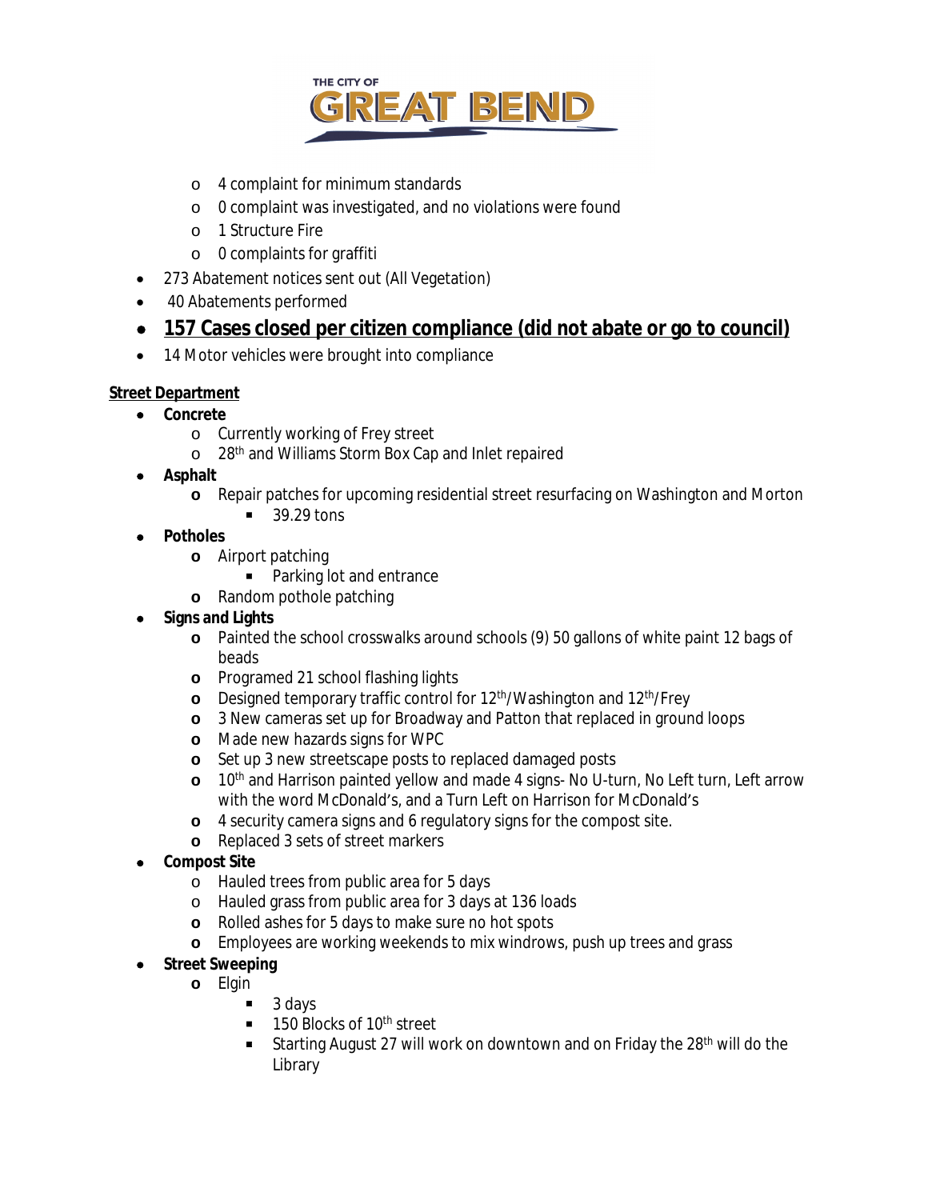- 4 complaint for minimum standards
- 0 complaint was investigated, and no violations were found
- 1 Structure Fire
- 0 complaints for graffiti

- 273 Abatement notices sent out (All Vegetation)
- 40 Abatements performed
- **157 Cases closed per citizen compliance (did not abate or go to council)**
- 14 Motor vehicles were brought into compliance

**Street Department**

- **Concrete**
  - Currently working of Frey street
  - 28th and Williams Storm Box Cap and Inlet repaired
- **Asphalt**
  - Repair patches for upcoming residential street resurfacing on Washington and Morton
    - 39.29 tons
- **Potholes**
  - Airport patching
    - Parking lot and entrance
  - Random pothole patching
- **Signs and Lights**
  - Painted the school crosswalks around schools (9) 50 gallons of white paint 12 bags of beads
  - Programed 21 school flashing lights
  - Designed temporary traffic control for 12th/Washington and 12th/Frey
  - 3 New cameras set up for Broadway and Patton that replaced in ground loops
  - Made new hazards signs for WPC
  - Set up 3 new streetscape posts to replaced damaged posts
  - 10th and Harrison painted yellow and made 4 signs- No U-turn, No Left turn, Left arrow with the word McDonald's, and a Turn Left on Harrison for McDonald's
  - 4 security camera signs and 6 regulatory signs for the compost site.
  - Replaced 3 sets of street markers
- **Compost Site**
  - Hauled trees from public area for 5 days
  - Hauled grass from public area for 3 days at 136 loads
  - Rolled ashes for 5 days to make sure no hot spots
  - Employees are working weekends to mix windrows, push up trees and grass
- **Street Sweeping**
  - Elgin
    - 3 days
    - 150 Blocks of 10th street
    - Starting August 27 will work on downtown and on Friday the 28th will do the Library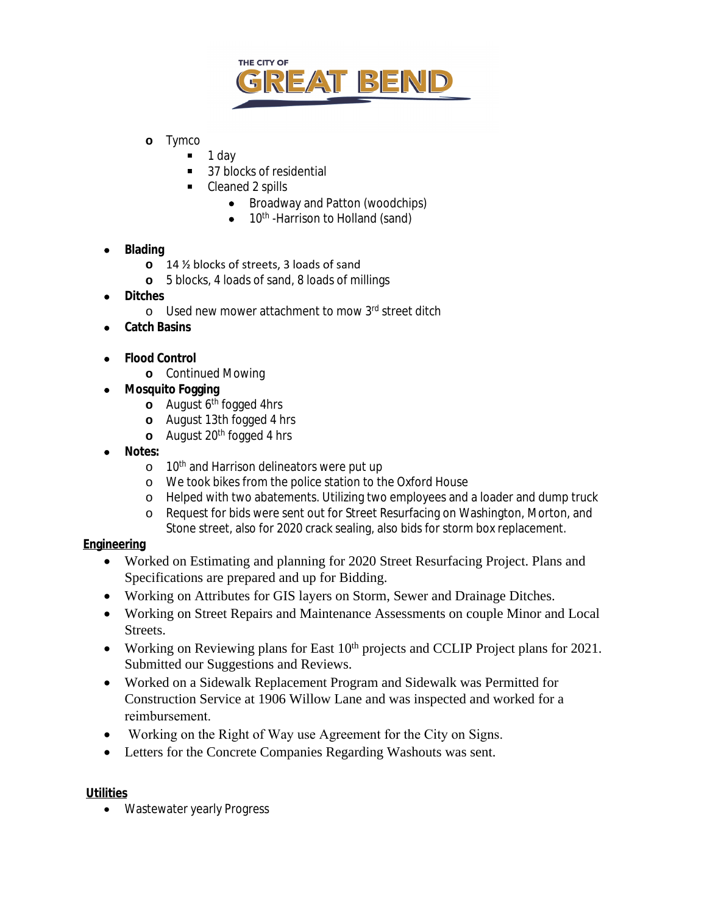- Tymco
  - 1 day
  - 37 blocks of residential
  - Cleaned 2 spills
    - Broadway and Patton (woodchips)
    - 10th -Harrison to Holland (sand)

- **Blading**
  - 14 ½ blocks of streets, 3 loads of sand
  - 5 blocks, 4 loads of sand, 8 loads of millings
- **Ditches**
  - Used new mower attachment to mow 3rd street ditch
- **Catch Basins**

- **Flood Control**
  - Continued Mowing
- **Mosquito Fogging**
  - August 6th fogged 4hrs
  - August 13th fogged 4 hrs
  - August 20th fogged 4 hrs
- **Notes:**
  - 10th and Harrison delineators were put up
  - We took bikes from the police station to the Oxford House
  - Helped with two abatements. Utilizing two employees and a loader and dump truck
  - Request for bids were sent out for Street Resurfacing on Washington, Morton, and Stone street, also for 2020 crack sealing, also bids for storm box replacement.

**Engineering**

- Worked on Estimating and planning for 2020 Street Resurfacing Project. Plans and Specifications are prepared and up for Bidding.
- Working on Attributes for GIS layers on Storm, Sewer and Drainage Ditches.
- Working on Street Repairs and Maintenance Assessments on couple Minor and Local Streets.
- Working on Reviewing plans for East 10th projects and CCLIP Project plans for 2021. Submitted our Suggestions and Reviews.
- Worked on a Sidewalk Replacement Program and Sidewalk was Permitted for Construction Service at 1906 Willow Lane and was inspected and worked for a reimbursement.
- Working on the Right of Way use Agreement for the City on Signs.
- Letters for the Concrete Companies Regarding Washouts was sent.

**Utilities**

- Wastewater yearly Progress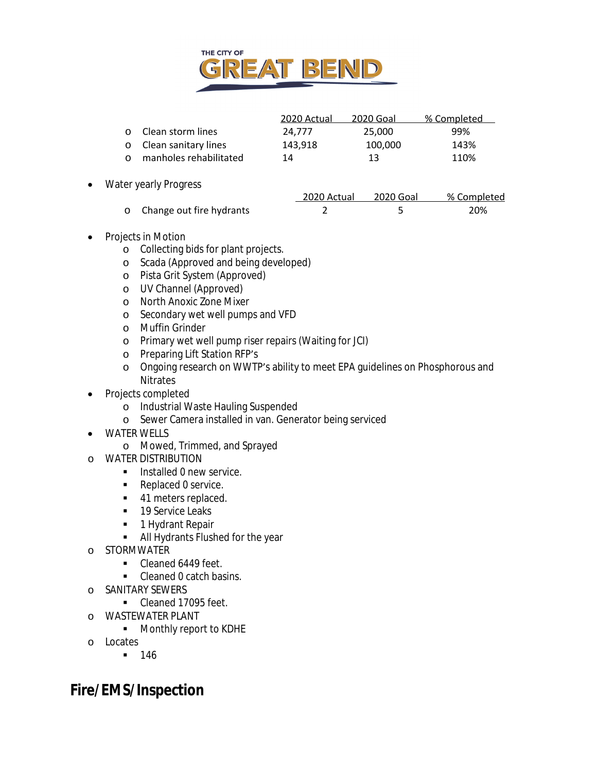THE CITY OF GREAT BEND

| | 2020 Actual | 2020 Goal | % Completed |
|---|---|---|---|
| Clean storm lines | 24,777 | 25,000 | 99% |
| Clean sanitary lines | 143,918 | 100,000 | 143% |
| manholes rehabilitated | 14 | 13 | 110% |

- Water yearly Progress

| | 2020 Actual | 2020 Goal | % Completed |
|---|---|---|---|
| Change out fire hydrants | 2 | 5 | 20% |

- Projects in Motion
  - Collecting bids for plant projects.
  - Scada (Approved and being developed)
  - Pista Grit System (Approved)
  - UV Channel (Approved)
  - North Anoxic Zone Mixer
  - Secondary wet well pumps and VFD
  - Muffin Grinder
  - Primary wet well pump riser repairs (Waiting for JCI)
  - Preparing Lift Station RFP's
  - Ongoing research on WWTP's ability to meet EPA guidelines on Phosphorous and Nitrates
- Projects completed
  - Industrial Waste Hauling Suspended
  - Sewer Camera installed in van. Generator being serviced
- WATER WELLS
  - Mowed, Trimmed, and Sprayed
- WATER DISTRIBUTION
  - Installed 0 new service.
  - Replaced 0 service.
  - 41 meters replaced.
  - 19 Service Leaks
  - 1 Hydrant Repair
  - All Hydrants Flushed for the year
- STORMWATER
  - Cleaned 6449 feet.
  - Cleaned 0 catch basins.
- SANITARY SEWERS
  - Cleaned 17095 feet.
- WASTEWATER PLANT
  - Monthly report to KDHE
- Locates
  - 146

## Fire/EMS/Inspection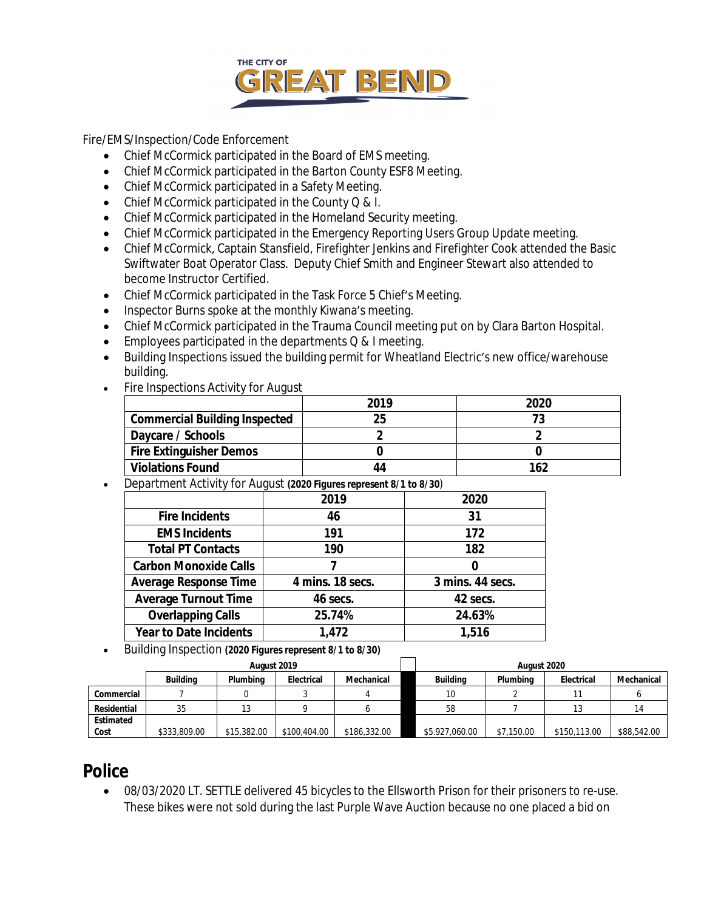THE CITY OF GREAT BEND

Fire/EMS/Inspection/Code Enforcement

- Chief McCormick participated in the Board of EMS meeting.
- Chief McCormick participated in the Barton County ESF8 Meeting.
- Chief McCormick participated in a Safety Meeting.
- Chief McCormick participated in the County Q & I.
- Chief McCormick participated in the Homeland Security meeting.
- Chief McCormick participated in the Emergency Reporting Users Group Update meeting.
- Chief McCormick, Captain Stansfield, Firefighter Jenkins and Firefighter Cook attended the Basic Swiftwater Boat Operator Class. Deputy Chief Smith and Engineer Stewart also attended to become Instructor Certified.
- Chief McCormick participated in the Task Force 5 Chief's Meeting.
- Inspector Burns spoke at the monthly Kiwana's meeting.
- Chief McCormick participated in the Trauma Council meeting put on by Clara Barton Hospital.
- Employees participated in the departments Q & I meeting.
- Building Inspections issued the building permit for Wheatland Electric's new office/warehouse building.
- Fire Inspections Activity for August

| | 2019 | 2020 |
|---|---|---|
| **Commercial Building Inspected** | 25 | 73 |
| **Daycare / Schools** | 2 | 2 |
| **Fire Extinguisher Demos** | 0 | 0 |
| **Violations Found** | 44 | 162 |

- Department Activity for August **(2020 Figures represent 8/1 to 8/30)**

| | 2019 | 2020 |
|---|---|---|
| **Fire Incidents** | 46 | 31 |
| **EMS Incidents** | 191 | 172 |
| **Total PT Contacts** | 190 | 182 |
| **Carbon Monoxide Calls** | 7 | 0 |
| **Average Response Time** | 4 mins. 18 secs. | 3 mins. 44 secs. |
| **Average Turnout Time** | 46 secs. | 42 secs. |
| **Overlapping Calls** | 25.74% | 24.63% |
| **Year to Date Incidents** | 1,472 | 1,516 |

- Building Inspection **(2020 Figures represent 8/1 to 8/30)**

| | August 2019 | | | | | August 2020 | | | |
|---|---|---|---|---|---|---|---|---|---|
| | **Building** | **Plumbing** | **Electrical** | **Mechanical** | | **Building** | **Plumbing** | **Electrical** | **Mechanical** |
| **Commercial** | 7 | 0 | 3 | 4 | | 10 | 2 | 11 | 6 |
| **Residential** | 35 | 13 | 9 | 6 | | 58 | 7 | 13 | 14 |
| **Estimated Cost** | $333,809.00 | $15,382.00 | $100,404.00 | $186,332.00 | | $5.927,060.00 | $7,150.00 | $150,113.00 | $88,542.00 |

## Police

- 08/03/2020 LT. SETTLE delivered 45 bicycles to the Ellsworth Prison for their prisoners to re-use. These bikes were not sold during the last Purple Wave Auction because no one placed a bid on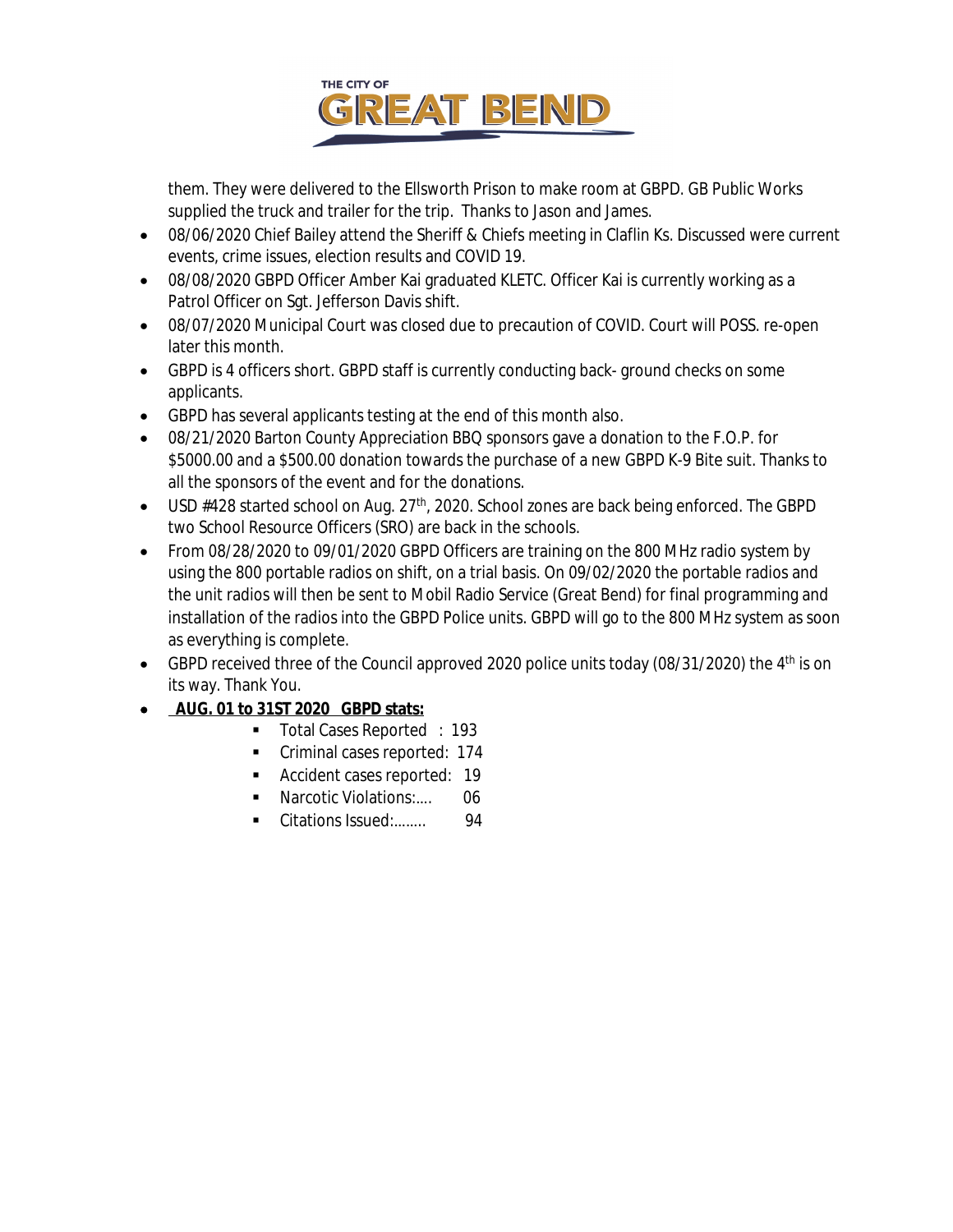them. They were delivered to the Ellsworth Prison to make room at GBPD. GB Public Works supplied the truck and trailer for the trip. Thanks to Jason and James.

- 08/06/2020 Chief Bailey attend the Sheriff & Chiefs meeting in Claflin Ks. Discussed were current events, crime issues, election results and COVID 19.
- 08/08/2020 GBPD Officer Amber Kai graduated KLETC. Officer Kai is currently working as a Patrol Officer on Sgt. Jefferson Davis shift.
- 08/07/2020 Municipal Court was closed due to precaution of COVID. Court will POSS. re-open later this month.
- GBPD is 4 officers short. GBPD staff is currently conducting back- ground checks on some applicants.
- GBPD has several applicants testing at the end of this month also.
- 08/21/2020 Barton County Appreciation BBQ sponsors gave a donation to the F.O.P. for $5000.00 and a $500.00 donation towards the purchase of a new GBPD K-9 Bite suit. Thanks to all the sponsors of the event and for the donations.
- USD #428 started school on Aug. 27th, 2020. School zones are back being enforced. The GBPD two School Resource Officers (SRO) are back in the schools.
- From 08/28/2020 to 09/01/2020 GBPD Officers are training on the 800 MHz radio system by using the 800 portable radios on shift, on a trial basis. On 09/02/2020 the portable radios and the unit radios will then be sent to Mobil Radio Service (Great Bend) for final programming and installation of the radios into the GBPD Police units. GBPD will go to the 800 MHz system as soon as everything is complete.
- GBPD received three of the Council approved 2020 police units today (08/31/2020) the 4th is on its way. Thank You.
- **AUG. 01 to 31ST 2020 GBPD stats:**
  - Total Cases Reported : 193
  - Criminal cases reported: 174
  - Accident cases reported: 19
  - Narcotic Violations:.... 06
  - Citations Issued:........ 94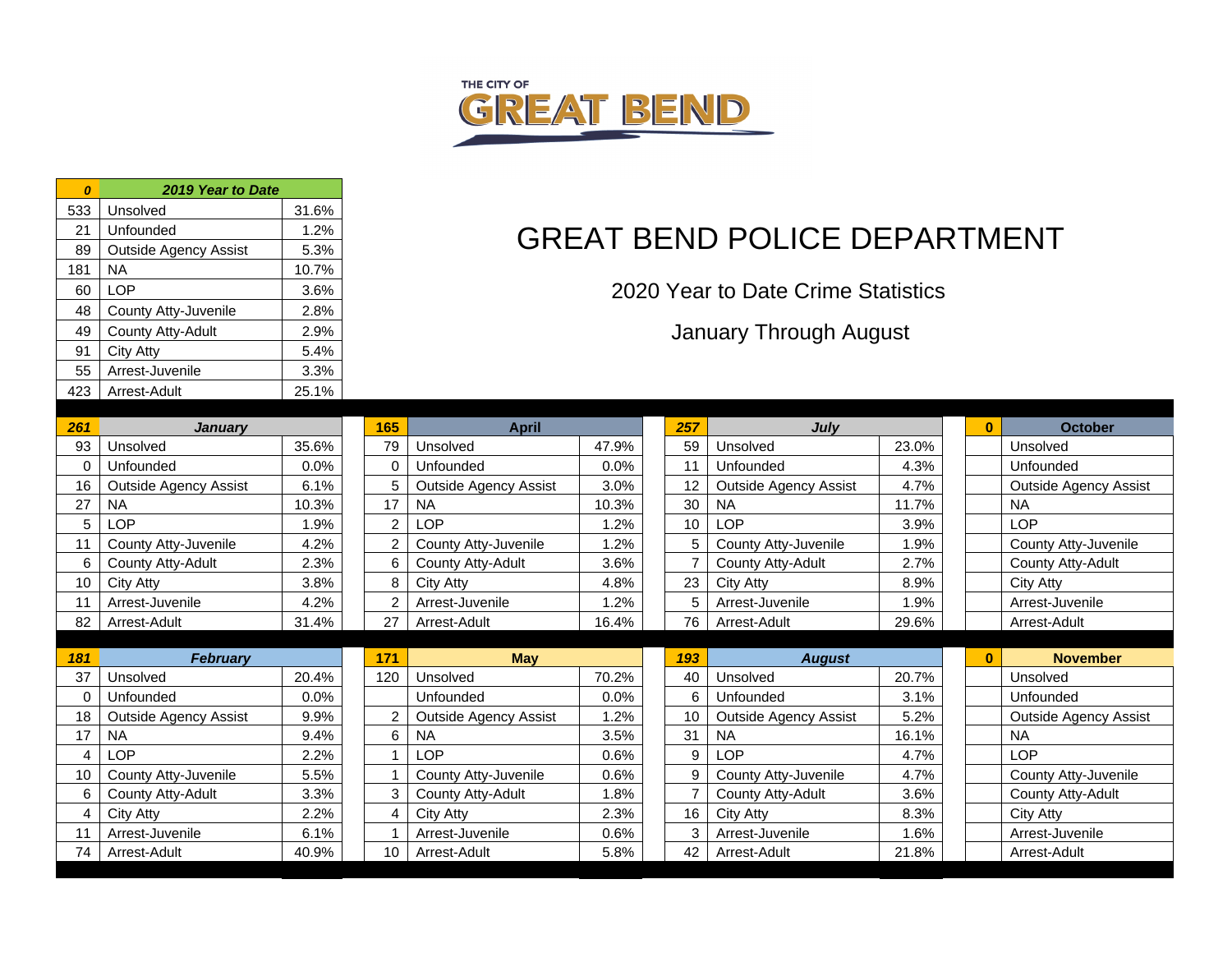THE CITY OF GREAT BEND

# GREAT BEND POLICE DEPARTMENT

## 2020 Year to Date Crime Statistics

### January Through August

| 0 | 2019 Year to Date | |
|---|---|---|
| 533 | Unsolved | 31.6% |
| 21 | Unfounded | 1.2% |
| 89 | Outside Agency Assist | 5.3% |
| 181 | NA | 10.7% |
| 60 | LOP | 3.6% |
| 48 | County Atty-Juvenile | 2.8% |
| 49 | County Atty-Adult | 2.9% |
| 91 | City Atty | 5.4% |
| 55 | Arrest-Juvenile | 3.3% |
| 423 | Arrest-Adult | 25.1% |

| 261 | January | |
|---|---|---|
| 93 | Unsolved | 35.6% |
| 0 | Unfounded | 0.0% |
| 16 | Outside Agency Assist | 6.1% |
| 27 | NA | 10.3% |
| 5 | LOP | 1.9% |
| 11 | County Atty-Juvenile | 4.2% |
| 6 | County Atty-Adult | 2.3% |
| 10 | City Atty | 3.8% |
| 11 | Arrest-Juvenile | 4.2% |
| 82 | Arrest-Adult | 31.4% |

| 181 | February | |
|---|---|---|
| 37 | Unsolved | 20.4% |
| 0 | Unfounded | 0.0% |
| 18 | Outside Agency Assist | 9.9% |
| 17 | NA | 9.4% |
| 4 | LOP | 2.2% |
| 10 | County Atty-Juvenile | 5.5% |
| 6 | County Atty-Adult | 3.3% |
| 4 | City Atty | 2.2% |
| 11 | Arrest-Juvenile | 6.1% |
| 74 | Arrest-Adult | 40.9% |

| 165 | April | |
|---|---|---|
| 79 | Unsolved | 47.9% |
| 0 | Unfounded | 0.0% |
| 5 | Outside Agency Assist | 3.0% |
| 17 | NA | 10.3% |
| 2 | LOP | 1.2% |
| 2 | County Atty-Juvenile | 1.2% |
| 6 | County Atty-Adult | 3.6% |
| 8 | City Atty | 4.8% |
| 2 | Arrest-Juvenile | 1.2% |
| 27 | Arrest-Adult | 16.4% |

| 171 | May | |
|---|---|---|
| 120 | Unsolved | 70.2% |
| | Unfounded | 0.0% |
| 2 | Outside Agency Assist | 1.2% |
| 6 | NA | 3.5% |
| 1 | LOP | 0.6% |
| 1 | County Atty-Juvenile | 0.6% |
| 3 | County Atty-Adult | 1.8% |
| 4 | City Atty | 2.3% |
| 1 | Arrest-Juvenile | 0.6% |
| 10 | Arrest-Adult | 5.8% |

| 257 | July | |
|---|---|---|
| 59 | Unsolved | 23.0% |
| 11 | Unfounded | 4.3% |
| 12 | Outside Agency Assist | 4.7% |
| 30 | NA | 11.7% |
| 10 | LOP | 3.9% |
| 5 | County Atty-Juvenile | 1.9% |
| 7 | County Atty-Adult | 2.7% |
| 23 | City Atty | 8.9% |
| 5 | Arrest-Juvenile | 1.9% |
| 76 | Arrest-Adult | 29.6% |

| 193 | August | |
|---|---|---|
| 40 | Unsolved | 20.7% |
| 6 | Unfounded | 3.1% |
| 10 | Outside Agency Assist | 5.2% |
| 31 | NA | 16.1% |
| 9 | LOP | 4.7% |
| 9 | County Atty-Juvenile | 4.7% |
| 7 | County Atty-Adult | 3.6% |
| 16 | City Atty | 8.3% |
| 3 | Arrest-Juvenile | 1.6% |
| 42 | Arrest-Adult | 21.8% |

| 0 | October |
|---|---|
| | Unsolved |
| | Unfounded |
| | Outside Agency Assist |
| | NA |
| | LOP |
| | County Atty-Juvenile |
| | County Atty-Adult |
| | City Atty |
| | Arrest-Juvenile |
| | Arrest-Adult |

| 0 | November |
|---|---|
| | Unsolved |
| | Unfounded |
| | Outside Agency Assist |
| | NA |
| | LOP |
| | County Atty-Juvenile |
| | County Atty-Adult |
| | City Atty |
| | Arrest-Juvenile |
| | Arrest-Adult |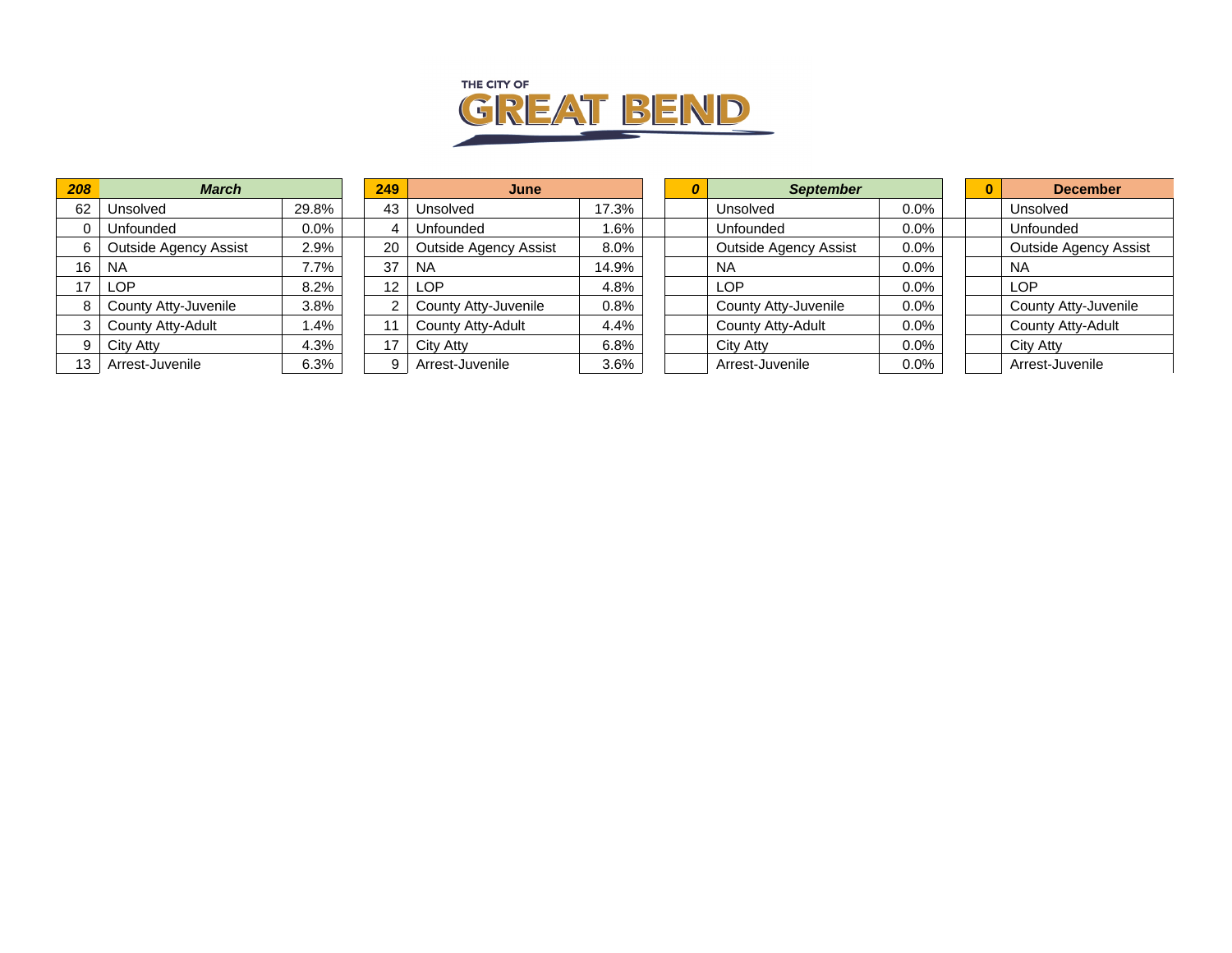THE CITY OF

# GREAT BEND

| 208 | March | |
|---|---|---|
| 62 | Unsolved | 29.8% |
| 0 | Unfounded | 0.0% |
| 6 | Outside Agency Assist | 2.9% |
| 16 | NA | 7.7% |
| 17 | LOP | 8.2% |
| 8 | County Atty-Juvenile | 3.8% |
| 3 | County Atty-Adult | 1.4% |
| 9 | City Atty | 4.3% |
| 13 | Arrest-Juvenile | 6.3% |

| 249 | June | |
|---|---|---|
| 43 | Unsolved | 17.3% |
| 4 | Unfounded | 1.6% |
| 20 | Outside Agency Assist | 8.0% |
| 37 | NA | 14.9% |
| 12 | LOP | 4.8% |
| 2 | County Atty-Juvenile | 0.8% |
| 11 | County Atty-Adult | 4.4% |
| 17 | City Atty | 6.8% |
| 9 | Arrest-Juvenile | 3.6% |

| 0 | September | |
|---|---|---|
| | Unsolved | 0.0% |
| | Unfounded | 0.0% |
| | Outside Agency Assist | 0.0% |
| | NA | 0.0% |
| | LOP | 0.0% |
| | County Atty-Juvenile | 0.0% |
| | County Atty-Adult | 0.0% |
| | City Atty | 0.0% |
| | Arrest-Juvenile | 0.0% |

| 0 | December |
|---|---|
| | Unsolved |
| | Unfounded |
| | Outside Agency Assist |
| | NA |
| | LOP |
| | County Atty-Juvenile |
| | County Atty-Adult |
| | City Atty |
| | Arrest-Juvenile |